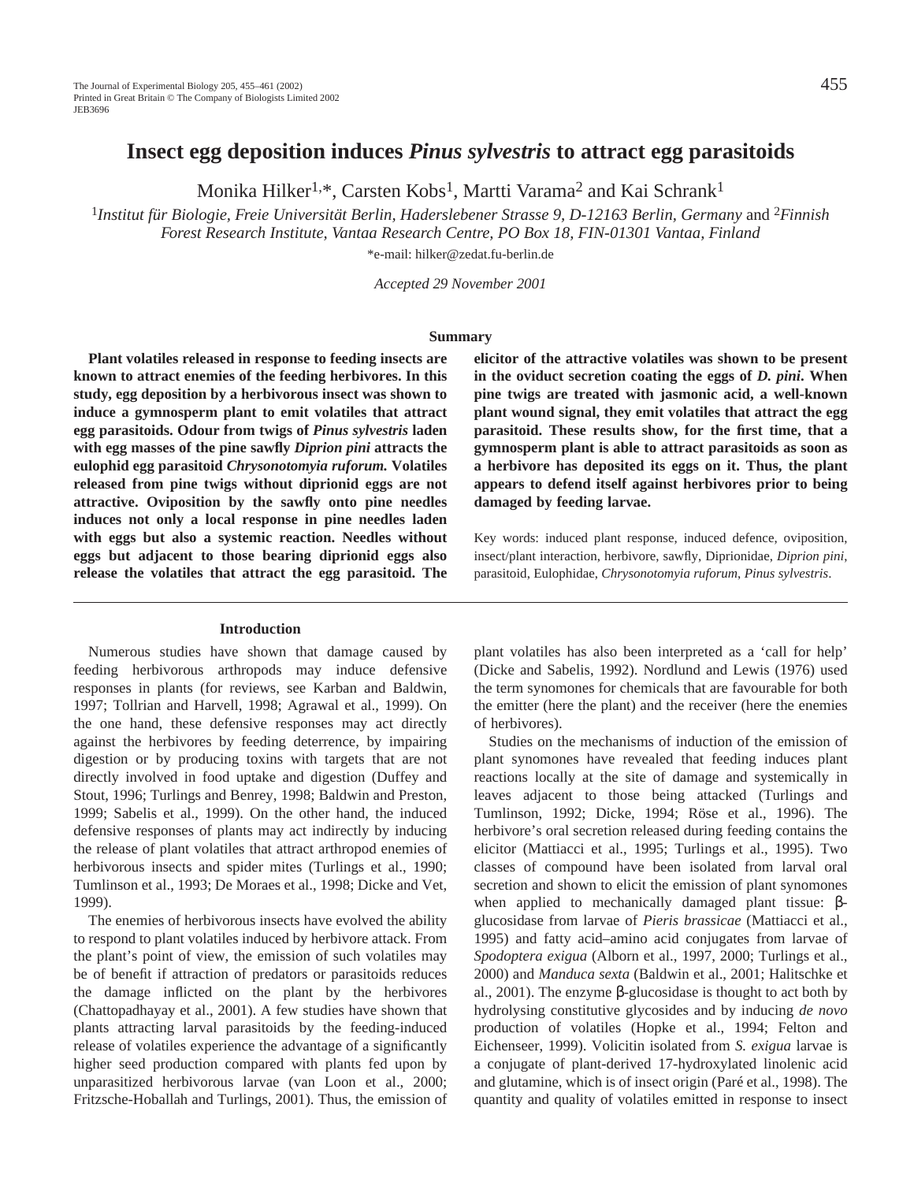# Insect egg deposition induces *Pinus sylvestris* to attract egg parasitoids

Monika Hilker[1,*], Carsten Kobs[1], Martti Varama[2] and Kai Schrank[1]

[1]*Institut für Biologie, Freie Universität Berlin, Haderslebener Strasse 9, D-12163 Berlin, Germany* and [2]*Finnish Forest Research Institute, Vantaa Research Centre, PO Box 18, FIN-01301 Vantaa, Finland*

*e-mail: hilker@zedat.fu-berlin.de

*Accepted 29 November 2001*

## Summary

**Plant volatiles released in response to feeding insects are known to attract enemies of the feeding herbivores. In this study, egg deposition by a herbivorous insect was shown to induce a gymnosperm plant to emit volatiles that attract egg parasitoids. Odour from twigs of *Pinus sylvestris* laden with egg masses of the pine sawfly *Diprion pini* attracts the eulophid egg parasitoid *Chrysonotomyia ruforum.* Volatiles released from pine twigs without diprionid eggs are not attractive. Oviposition by the sawfly onto pine needles induces not only a local response in pine needles laden with eggs but also a systemic reaction. Needles without eggs but adjacent to those bearing diprionid eggs also release the volatiles that attract the egg parasitoid. The elicitor of the attractive volatiles was shown to be present in the oviduct secretion coating the eggs of *D. pini*. When pine twigs are treated with jasmonic acid, a well-known plant wound signal, they emit volatiles that attract the egg parasitoid. These results show, for the first time, that a gymnosperm plant is able to attract parasitoids as soon as a herbivore has deposited its eggs on it. Thus, the plant appears to defend itself against herbivores prior to being damaged by feeding larvae.**

Key words: induced plant response, induced defence, oviposition, insect/plant interaction, herbivore, sawfly, Diprionidae, *Diprion pini*, parasitoid, Eulophidae, *Chrysonotomyia ruforum*, *Pinus sylvestris*.

## Introduction

Numerous studies have shown that damage caused by feeding herbivorous arthropods may induce defensive responses in plants (for reviews, see Karban and Baldwin, 1997; Tollrian and Harvell, 1998; Agrawal et al., 1999). On the one hand, these defensive responses may act directly against the herbivores by feeding deterrence, by impairing digestion or by producing toxins with targets that are not directly involved in food uptake and digestion (Duffey and Stout, 1996; Turlings and Benrey, 1998; Baldwin and Preston, 1999; Sabelis et al., 1999). On the other hand, the induced defensive responses of plants may act indirectly by inducing the release of plant volatiles that attract arthropod enemies of herbivorous insects and spider mites (Turlings et al., 1990; Tumlinson et al., 1993; De Moraes et al., 1998; Dicke and Vet, 1999).

The enemies of herbivorous insects have evolved the ability to respond to plant volatiles induced by herbivore attack. From the plant's point of view, the emission of such volatiles may be of benefit if attraction of predators or parasitoids reduces the damage inflicted on the plant by the herbivores (Chattopadhayay et al., 2001). A few studies have shown that plants attracting larval parasitoids by the feeding-induced release of volatiles experience the advantage of a significantly higher seed production compared with plants fed upon by unparasitized herbivorous larvae (van Loon et al., 2000; Fritzsche-Hoballah and Turlings, 2001). Thus, the emission of plant volatiles has also been interpreted as a 'call for help' (Dicke and Sabelis, 1992). Nordlund and Lewis (1976) used the term synomones for chemicals that are favourable for both the emitter (here the plant) and the receiver (here the enemies of herbivores).

Studies on the mechanisms of induction of the emission of plant synomones have revealed that feeding induces plant reactions locally at the site of damage and systemically in leaves adjacent to those being attacked (Turlings and Tumlinson, 1992; Dicke, 1994; Röse et al., 1996). The herbivore's oral secretion released during feeding contains the elicitor (Mattiacci et al., 1995; Turlings et al., 1995). Two classes of compound have been isolated from larval oral secretion and shown to elicit the emission of plant synomones when applied to mechanically damaged plant tissue: β-glucosidase from larvae of *Pieris brassicae* (Mattiacci et al., 1995) and fatty acid–amino acid conjugates from larvae of *Spodoptera exigua* (Alborn et al., 1997, 2000; Turlings et al., 2000) and *Manduca sexta* (Baldwin et al., 2001; Halitschke et al., 2001). The enzyme β-glucosidase is thought to act both by hydrolysing constitutive glycosides and by inducing *de novo* production of volatiles (Hopke et al., 1994; Felton and Eichenseer, 1999). Volicitin isolated from *S. exigua* larvae is a conjugate of plant-derived 17-hydroxylated linolenic acid and glutamine, which is of insect origin (Paré et al., 1998). The quantity and quality of volatiles emitted in response to insect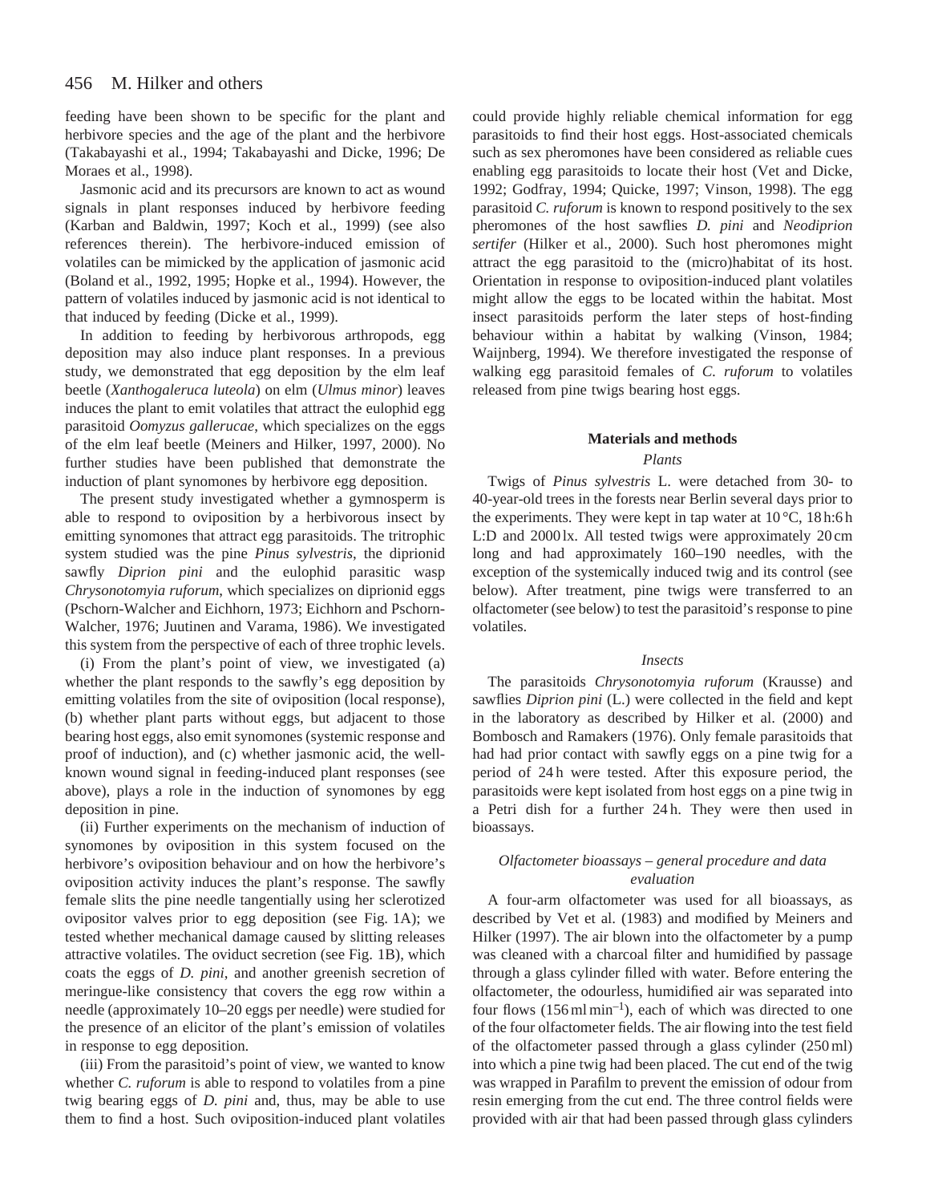feeding have been shown to be specific for the plant and herbivore species and the age of the plant and the herbivore (Takabayashi et al., 1994; Takabayashi and Dicke, 1996; De Moraes et al., 1998).

Jasmonic acid and its precursors are known to act as wound signals in plant responses induced by herbivore feeding (Karban and Baldwin, 1997; Koch et al., 1999) (see also references therein). The herbivore-induced emission of volatiles can be mimicked by the application of jasmonic acid (Boland et al., 1992, 1995; Hopke et al., 1994). However, the pattern of volatiles induced by jasmonic acid is not identical to that induced by feeding (Dicke et al., 1999).

In addition to feeding by herbivorous arthropods, egg deposition may also induce plant responses. In a previous study, we demonstrated that egg deposition by the elm leaf beetle (*Xanthogaleruca luteola*) on elm (*Ulmus minor*) leaves induces the plant to emit volatiles that attract the eulophid egg parasitoid *Oomyzus gallerucae*, which specializes on the eggs of the elm leaf beetle (Meiners and Hilker, 1997, 2000). No further studies have been published that demonstrate the induction of plant synomones by herbivore egg deposition.

The present study investigated whether a gymnosperm is able to respond to oviposition by a herbivorous insect by emitting synomones that attract egg parasitoids. The tritrophic system studied was the pine *Pinus sylvestris*, the diprionid sawfly *Diprion pini* and the eulophid parasitic wasp *Chrysonotomyia ruforum*, which specializes on diprionid eggs (Pschorn-Walcher and Eichhorn, 1973; Eichhorn and Pschorn-Walcher, 1976; Juutinen and Varama, 1986). We investigated this system from the perspective of each of three trophic levels.

(i) From the plant's point of view, we investigated (a) whether the plant responds to the sawfly's egg deposition by emitting volatiles from the site of oviposition (local response), (b) whether plant parts without eggs, but adjacent to those bearing host eggs, also emit synomones (systemic response and proof of induction), and (c) whether jasmonic acid, the well-known wound signal in feeding-induced plant responses (see above), plays a role in the induction of synomones by egg deposition in pine.

(ii) Further experiments on the mechanism of induction of synomones by oviposition in this system focused on the herbivore's oviposition behaviour and on how the herbivore's oviposition activity induces the plant's response. The sawfly female slits the pine needle tangentially using her sclerotized ovipositor valves prior to egg deposition (see Fig. 1A); we tested whether mechanical damage caused by slitting releases attractive volatiles. The oviduct secretion (see Fig. 1B), which coats the eggs of *D. pini*, and another greenish secretion of meringue-like consistency that covers the egg row within a needle (approximately 10–20 eggs per needle) were studied for the presence of an elicitor of the plant's emission of volatiles in response to egg deposition.

(iii) From the parasitoid's point of view, we wanted to know whether *C. ruforum* is able to respond to volatiles from a pine twig bearing eggs of *D. pini* and, thus, may be able to use them to find a host. Such oviposition-induced plant volatiles could provide highly reliable chemical information for egg parasitoids to find their host eggs. Host-associated chemicals such as sex pheromones have been considered as reliable cues enabling egg parasitoids to locate their host (Vet and Dicke, 1992; Godfray, 1994; Quicke, 1997; Vinson, 1998). The egg parasitoid *C. ruforum* is known to respond positively to the sex pheromones of the host sawflies *D. pini* and *Neodiprion sertifer* (Hilker et al., 2000). Such host pheromones might attract the egg parasitoid to the (micro)habitat of its host. Orientation in response to oviposition-induced plant volatiles might allow the eggs to be located within the habitat. Most insect parasitoids perform the later steps of host-finding behaviour within a habitat by walking (Vinson, 1984; Waijnberg, 1994). We therefore investigated the response of walking egg parasitoid females of *C. ruforum* to volatiles released from pine twigs bearing host eggs.

## Materials and methods

### *Plants*

Twigs of *Pinus sylvestris* L. were detached from 30- to 40-year-old trees in the forests near Berlin several days prior to the experiments. They were kept in tap water at 10 °C, 18 h:6 h L:D and 2000 lx. All tested twigs were approximately 20 cm long and had approximately 160–190 needles, with the exception of the systemically induced twig and its control (see below). After treatment, pine twigs were transferred to an olfactometer (see below) to test the parasitoid's response to pine volatiles.

### *Insects*

The parasitoids *Chrysonotomyia ruforum* (Krausse) and sawflies *Diprion pini* (L.) were collected in the field and kept in the laboratory as described by Hilker et al. (2000) and Bombosch and Ramakers (1976). Only female parasitoids that had had prior contact with sawfly eggs on a pine twig for a period of 24 h were tested. After this exposure period, the parasitoids were kept isolated from host eggs on a pine twig in a Petri dish for a further 24 h. They were then used in bioassays.

### *Olfactometer bioassays – general procedure and data evaluation*

A four-arm olfactometer was used for all bioassays, as described by Vet et al. (1983) and modified by Meiners and Hilker (1997). The air blown into the olfactometer by a pump was cleaned with a charcoal filter and humidified by passage through a glass cylinder filled with water. Before entering the olfactometer, the odourless, humidified air was separated into four flows (156 ml min$^{-1}$), each of which was directed to one of the four olfactometer fields. The air flowing into the test field of the olfactometer passed through a glass cylinder (250 ml) into which a pine twig had been placed. The cut end of the twig was wrapped in Parafilm to prevent the emission of odour from resin emerging from the cut end. The three control fields were provided with air that had been passed through glass cylinders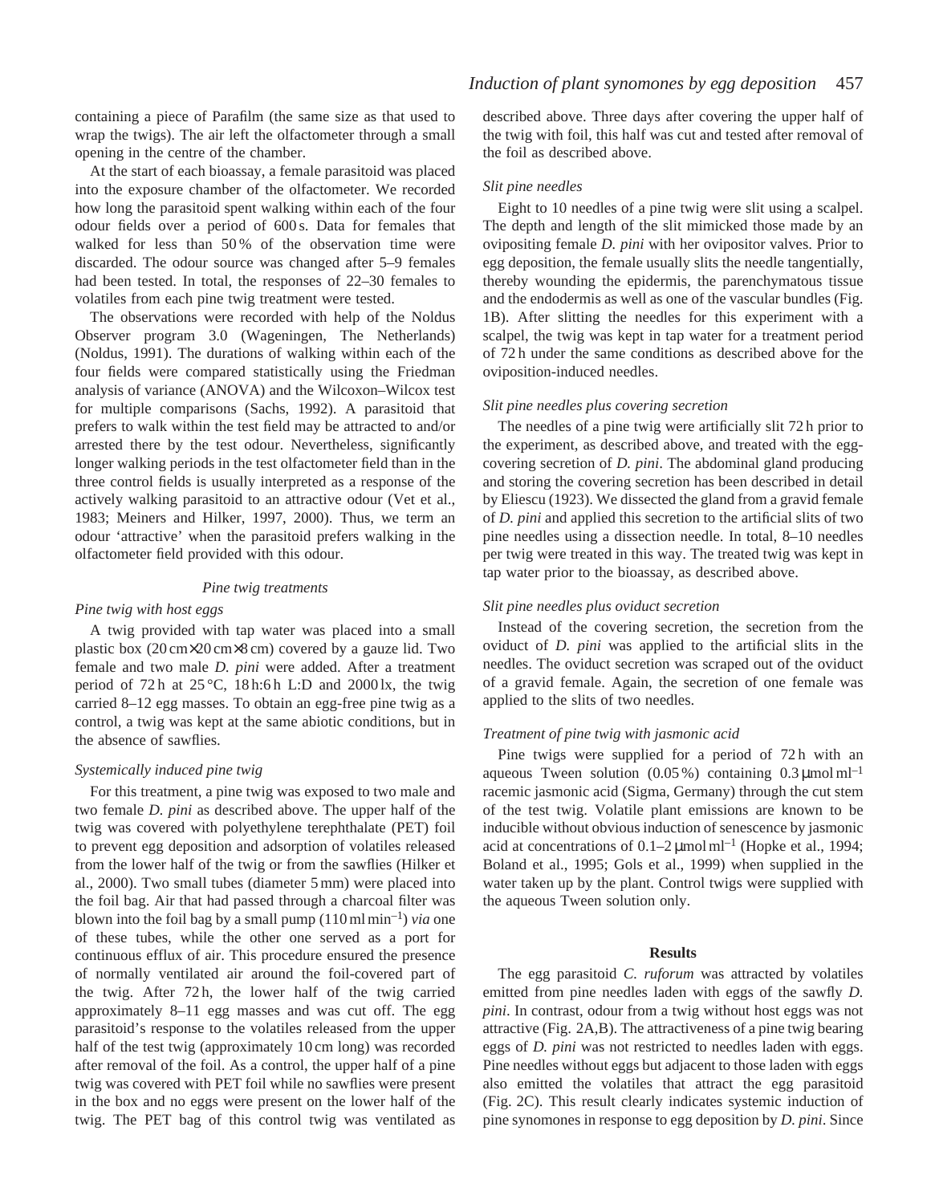containing a piece of Parafilm (the same size as that used to wrap the twigs). The air left the olfactometer through a small opening in the centre of the chamber.

At the start of each bioassay, a female parasitoid was placed into the exposure chamber of the olfactometer. We recorded how long the parasitoid spent walking within each of the four odour fields over a period of 600 s. Data for females that walked for less than 50 % of the observation time were discarded. The odour source was changed after 5–9 females had been tested. In total, the responses of 22–30 females to volatiles from each pine twig treatment were tested.

The observations were recorded with help of the Noldus Observer program 3.0 (Wageningen, The Netherlands) (Noldus, 1991). The durations of walking within each of the four fields were compared statistically using the Friedman analysis of variance (ANOVA) and the Wilcoxon–Wilcox test for multiple comparisons (Sachs, 1992). A parasitoid that prefers to walk within the test field may be attracted to and/or arrested there by the test odour. Nevertheless, significantly longer walking periods in the test olfactometer field than in the three control fields is usually interpreted as a response of the actively walking parasitoid to an attractive odour (Vet et al., 1983; Meiners and Hilker, 1997, 2000). Thus, we term an odour 'attractive' when the parasitoid prefers walking in the olfactometer field provided with this odour.

### *Pine twig treatments*

#### *Pine twig with host eggs*

A twig provided with tap water was placed into a small plastic box (20 cm×20 cm×8 cm) covered by a gauze lid. Two female and two male *D. pini* were added. After a treatment period of 72 h at 25 °C, 18 h:6 h L:D and 2000 lx, the twig carried 8–12 egg masses. To obtain an egg-free pine twig as a control, a twig was kept at the same abiotic conditions, but in the absence of sawflies.

#### *Systemically induced pine twig*

For this treatment, a pine twig was exposed to two male and two female *D. pini* as described above. The upper half of the twig was covered with polyethylene terephthalate (PET) foil to prevent egg deposition and adsorption of volatiles released from the lower half of the twig or from the sawflies (Hilker et al., 2000). Two small tubes (diameter 5 mm) were placed into the foil bag. Air that had passed through a charcoal filter was blown into the foil bag by a small pump (110 ml min$^{-1}$) *via* one of these tubes, while the other one served as a port for continuous efflux of air. This procedure ensured the presence of normally ventilated air around the foil-covered part of the twig. After 72 h, the lower half of the twig carried approximately 8–11 egg masses and was cut off. The egg parasitoid's response to the volatiles released from the upper half of the test twig (approximately 10 cm long) was recorded after removal of the foil. As a control, the upper half of a pine twig was covered with PET foil while no sawflies were present in the box and no eggs were present on the lower half of the twig. The PET bag of this control twig was ventilated as described above. Three days after covering the upper half of the twig with foil, this half was cut and tested after removal of the foil as described above.

#### *Slit pine needles*

Eight to 10 needles of a pine twig were slit using a scalpel. The depth and length of the slit mimicked those made by an ovipositing female *D. pini* with her ovipositor valves. Prior to egg deposition, the female usually slits the needle tangentially, thereby wounding the epidermis, the parenchymatous tissue and the endodermis as well as one of the vascular bundles (Fig. 1B). After slitting the needles for this experiment with a scalpel, the twig was kept in tap water for a treatment period of 72 h under the same conditions as described above for the oviposition-induced needles.

#### *Slit pine needles plus covering secretion*

The needles of a pine twig were artificially slit 72 h prior to the experiment, as described above, and treated with the egg-covering secretion of *D. pini*. The abdominal gland producing and storing the covering secretion has been described in detail by Eliescu (1923). We dissected the gland from a gravid female of *D. pini* and applied this secretion to the artificial slits of two pine needles using a dissection needle. In total, 8–10 needles per twig were treated in this way. The treated twig was kept in tap water prior to the bioassay, as described above.

#### *Slit pine needles plus oviduct secretion*

Instead of the covering secretion, the secretion from the oviduct of *D. pini* was applied to the artificial slits in the needles. The oviduct secretion was scraped out of the oviduct of a gravid female. Again, the secretion of one female was applied to the slits of two needles.

#### *Treatment of pine twig with jasmonic acid*

Pine twigs were supplied for a period of 72 h with an aqueous Tween solution (0.05 %) containing 0.3 µmol ml$^{-1}$ racemic jasmonic acid (Sigma, Germany) through the cut stem of the test twig. Volatile plant emissions are known to be inducible without obvious induction of senescence by jasmonic acid at concentrations of 0.1–2 µmol ml$^{-1}$ (Hopke et al., 1994; Boland et al., 1995; Gols et al., 1999) when supplied in the water taken up by the plant. Control twigs were supplied with the aqueous Tween solution only.

## **Results**

The egg parasitoid *C. ruforum* was attracted by volatiles emitted from pine needles laden with eggs of the sawfly *D. pini*. In contrast, odour from a twig without host eggs was not attractive (Fig. 2A,B). The attractiveness of a pine twig bearing eggs of *D. pini* was not restricted to needles laden with eggs. Pine needles without eggs but adjacent to those laden with eggs also emitted the volatiles that attract the egg parasitoid (Fig. 2C). This result clearly indicates systemic induction of pine synomones in response to egg deposition by *D. pini*. Since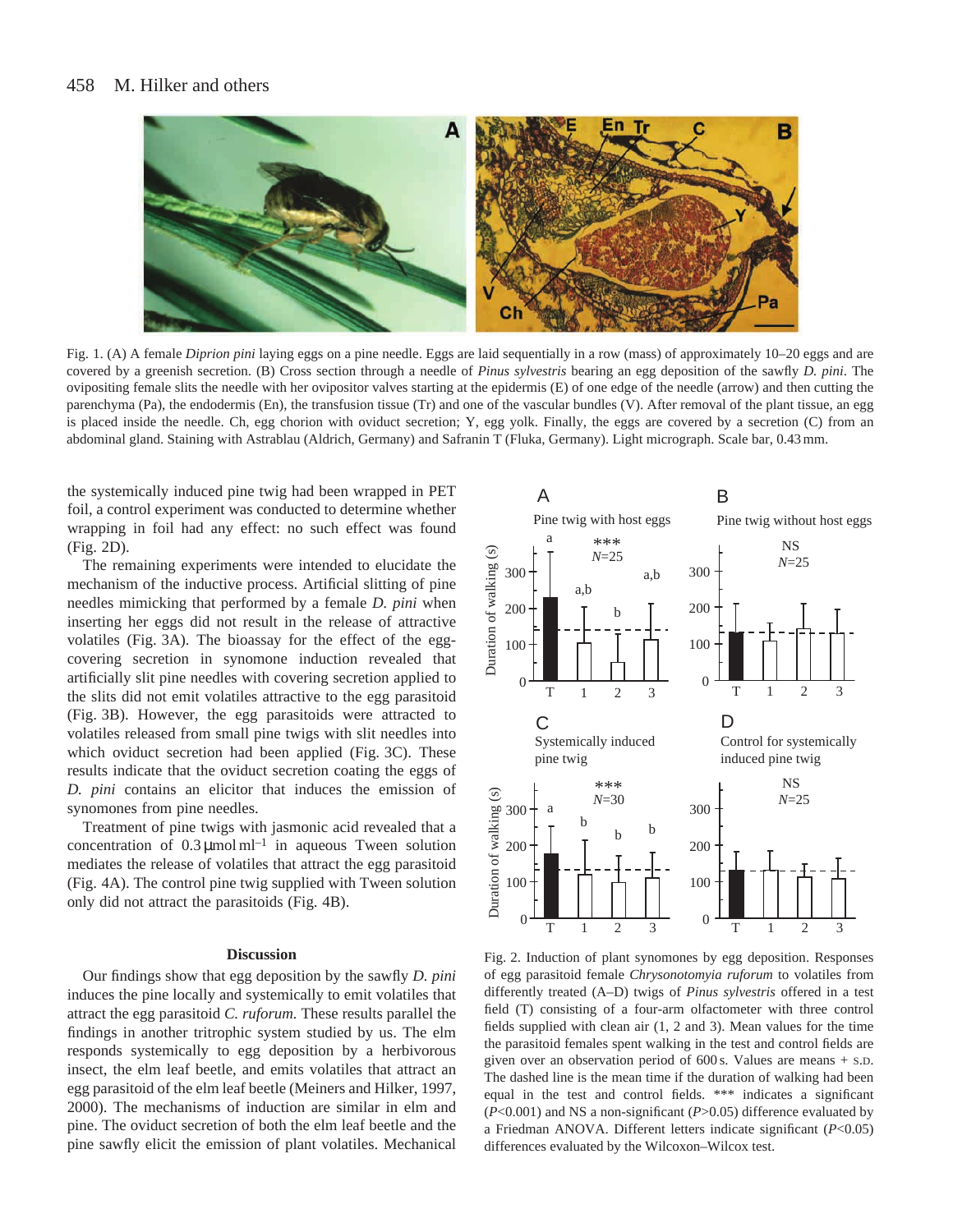Fig. 1. (A) A female *Diprion pini* laying eggs on a pine needle. Eggs are laid sequentially in a row (mass) of approximately 10–20 eggs and are covered by a greenish secretion. (B) Cross section through a needle of *Pinus sylvestris* bearing an egg deposition of the sawfly *D. pini*. The ovipositing female slits the needle with her ovipositor valves starting at the epidermis (E) of one edge of the needle (arrow) and then cutting the parenchyma (Pa), the endodermis (En), the transfusion tissue (Tr) and one of the vascular bundles (V). After removal of the plant tissue, an egg is placed inside the needle. Ch, egg chorion with oviduct secretion; Y, egg yolk. Finally, the eggs are covered by a secretion (C) from an abdominal gland. Staining with Astrablau (Aldrich, Germany) and Safranin T (Fluka, Germany). Light micrograph. Scale bar, 0.43 mm.

the systemically induced pine twig had been wrapped in PET foil, a control experiment was conducted to determine whether wrapping in foil had any effect: no such effect was found (Fig. 2D).

The remaining experiments were intended to elucidate the mechanism of the inductive process. Artificial slitting of pine needles mimicking that performed by a female *D. pini* when inserting her eggs did not result in the release of attractive volatiles (Fig. 3A). The bioassay for the effect of the egg-covering secretion in synomone induction revealed that artificially slit pine needles with covering secretion applied to the slits did not emit volatiles attractive to the egg parasitoid (Fig. 3B). However, the egg parasitoids were attracted to volatiles released from small pine twigs with slit needles into which oviduct secretion had been applied (Fig. 3C). These results indicate that the oviduct secretion coating the eggs of *D. pini* contains an elicitor that induces the emission of synomones from pine needles.

Treatment of pine twigs with jasmonic acid revealed that a concentration of 0.3 μmol ml$^{-1}$ in aqueous Tween solution mediates the release of volatiles that attract the egg parasitoid (Fig. 4A). The control pine twig supplied with Tween solution only did not attract the parasitoids (Fig. 4B).

## Discussion

Our findings show that egg deposition by the sawfly *D. pini* induces the pine locally and systemically to emit volatiles that attract the egg parasitoid *C. ruforum*. These results parallel the findings in another tritrophic system studied by us. The elm responds systemically to egg deposition by a herbivorous insect, the elm leaf beetle, and emits volatiles that attract an egg parasitoid of the elm leaf beetle (Meiners and Hilker, 1997, 2000). The mechanisms of induction are similar in elm and pine. The oviduct secretion of both the elm leaf beetle and the pine sawfly elicit the emission of plant volatiles. Mechanical

Fig. 2. Induction of plant synomones by egg deposition. Responses of egg parasitoid female *Chrysonotomyia ruforum* to volatiles from differently treated (A–D) twigs of *Pinus sylvestris* offered in a test field (T) consisting of a four-arm olfactometer with three control fields supplied with clean air (1, 2 and 3). Mean values for the time the parasitoid females spent walking in the test and control fields are given over an observation period of 600 s. Values are means + S.D. The dashed line is the mean time if the duration of walking had been equal in the test and control fields. *** indicates a significant ($P$<0.001) and NS a non-significant ($P$>0.05) difference evaluated by a Friedman ANOVA. Different letters indicate significant ($P$<0.05) differences evaluated by the Wilcoxon–Wilcox test.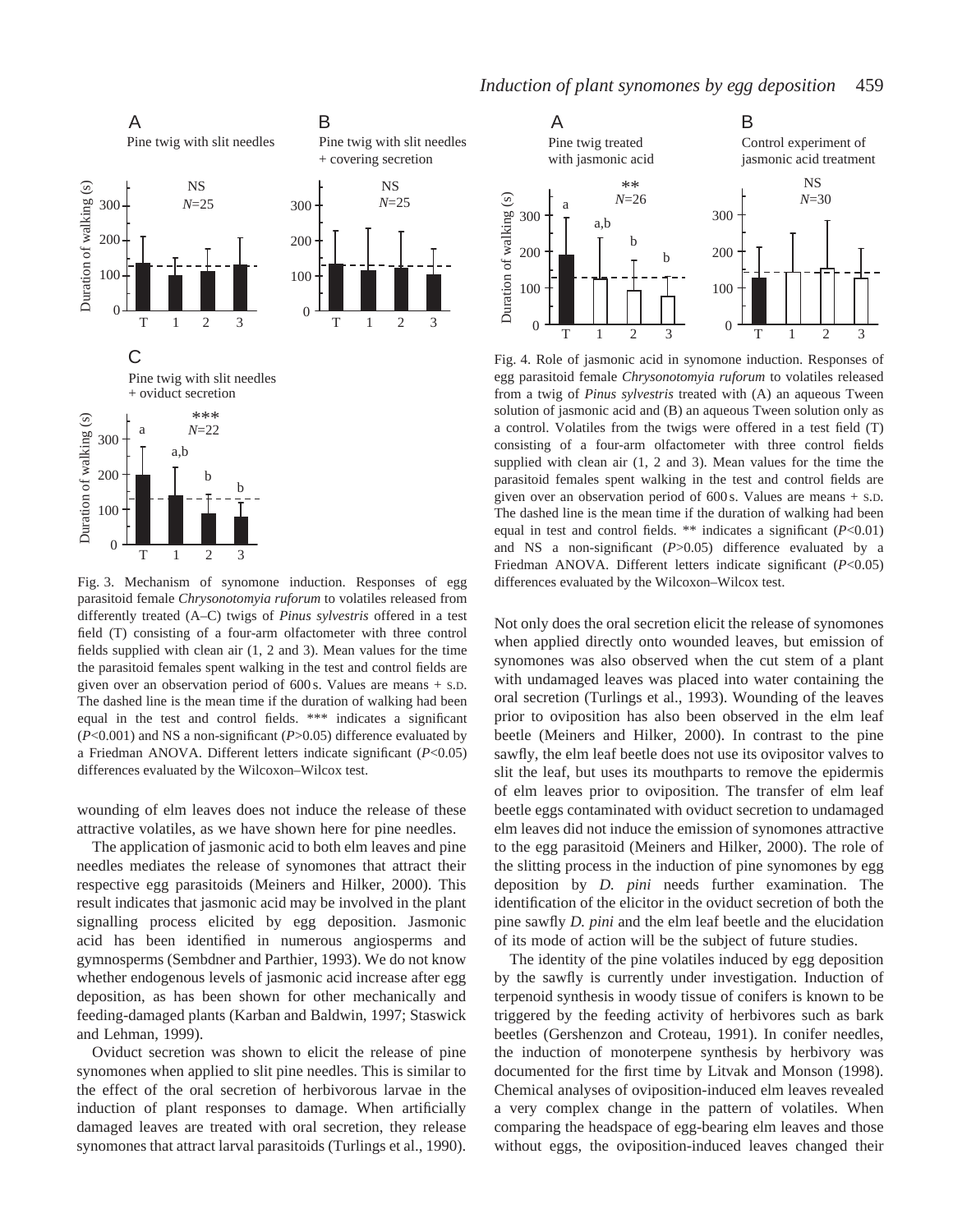Fig. 3. Mechanism of synomone induction. Responses of egg parasitoid female *Chrysonotomyia ruforum* to volatiles released from differently treated (A–C) twigs of *Pinus sylvestris* offered in a test field (T) consisting of a four-arm olfactometer with three control fields supplied with clean air (1, 2 and 3). Mean values for the time the parasitoid females spent walking in the test and control fields are given over an observation period of 600 s. Values are means + S.D. The dashed line is the mean time if the duration of walking had been equal in the test and control fields. *** indicates a significant ($P<0.001$) and NS a non-significant ($P>0.05$) difference evaluated by a Friedman ANOVA. Different letters indicate significant ($P<0.05$) differences evaluated by the Wilcoxon–Wilcox test.

Fig. 4. Role of jasmonic acid in synomone induction. Responses of egg parasitoid female *Chrysonotomyia ruforum* to volatiles released from a twig of *Pinus sylvestris* treated with (A) an aqueous Tween solution of jasmonic acid and (B) an aqueous Tween solution only as a control. Volatiles from the twigs were offered in a test field (T) consisting of a four-arm olfactometer with three control fields supplied with clean air (1, 2 and 3). Mean values for the time the parasitoid females spent walking in the test and control fields are given over an observation period of 600 s. Values are means + S.D. The dashed line is the mean time if the duration of walking had been equal in test and control fields. ** indicates a significant ($P<0.01$) and NS a non-significant ($P>0.05$) difference evaluated by a Friedman ANOVA. Different letters indicate significant ($P<0.05$) differences evaluated by the Wilcoxon–Wilcox test.

wounding of elm leaves does not induce the release of these attractive volatiles, as we have shown here for pine needles.

The application of jasmonic acid to both elm leaves and pine needles mediates the release of synomones that attract their respective egg parasitoids (Meiners and Hilker, 2000). This result indicates that jasmonic acid may be involved in the plant signalling process elicited by egg deposition. Jasmonic acid has been identified in numerous angiosperms and gymnosperms (Sembdner and Parthier, 1993). We do not know whether endogenous levels of jasmonic acid increase after egg deposition, as has been shown for other mechanically and feeding-damaged plants (Karban and Baldwin, 1997; Staswick and Lehman, 1999).

Oviduct secretion was shown to elicit the release of pine synomones when applied to slit pine needles. This is similar to the effect of the oral secretion of herbivorous larvae in the induction of plant responses to damage. When artificially damaged leaves are treated with oral secretion, they release synomones that attract larval parasitoids (Turlings et al., 1990). Not only does the oral secretion elicit the release of synomones when applied directly onto wounded leaves, but emission of synomones was also observed when the cut stem of a plant with undamaged leaves was placed into water containing the oral secretion (Turlings et al., 1993). Wounding of the leaves prior to oviposition has also been observed in the elm leaf beetle (Meiners and Hilker, 2000). In contrast to the pine sawfly, the elm leaf beetle does not use its ovipositor valves to slit the leaf, but uses its mouthparts to remove the epidermis of elm leaves prior to oviposition. The transfer of elm leaf beetle eggs contaminated with oviduct secretion to undamaged elm leaves did not induce the emission of synomones attractive to the egg parasitoid (Meiners and Hilker, 2000). The role of the slitting process in the induction of pine synomones by egg deposition by *D. pini* needs further examination. The identification of the elicitor in the oviduct secretion of both the pine sawfly *D. pini* and the elm leaf beetle and the elucidation of its mode of action will be the subject of future studies.

The identity of the pine volatiles induced by egg deposition by the sawfly is currently under investigation. Induction of terpenoid synthesis in woody tissue of conifers is known to be triggered by the feeding activity of herbivores such as bark beetles (Gershenzon and Croteau, 1991). In conifer needles, the induction of monoterpene synthesis by herbivory was documented for the first time by Litvak and Monson (1998). Chemical analyses of oviposition-induced elm leaves revealed a very complex change in the pattern of volatiles. When comparing the headspace of egg-bearing elm leaves and those without eggs, the oviposition-induced leaves changed their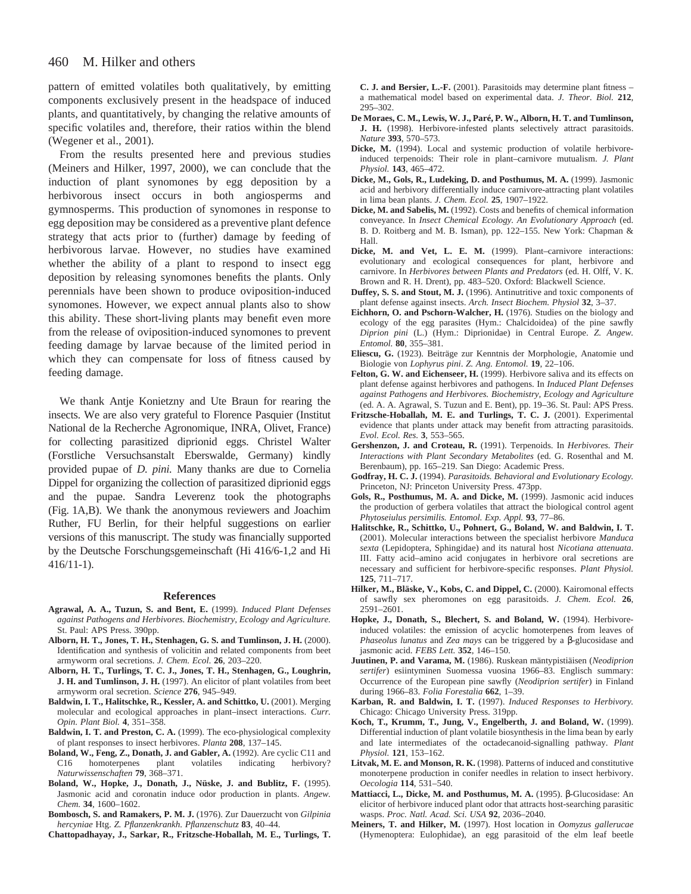pattern of emitted volatiles both qualitatively, by emitting components exclusively present in the headspace of induced plants, and quantitatively, by changing the relative amounts of specific volatiles and, therefore, their ratios within the blend (Wegener et al., 2001).

From the results presented here and previous studies (Meiners and Hilker, 1997, 2000), we can conclude that the induction of plant synomones by egg deposition by a herbivorous insect occurs in both angiosperms and gymnosperms. This production of synomones in response to egg deposition may be considered as a preventive plant defence strategy that acts prior to (further) damage by feeding of herbivorous larvae. However, no studies have examined whether the ability of a plant to respond to insect egg deposition by releasing synomones benefits the plants. Only perennials have been shown to produce oviposition-induced synomones. However, we expect annual plants also to show this ability. These short-living plants may benefit even more from the release of oviposition-induced synomones to prevent feeding damage by larvae because of the limited period in which they can compensate for loss of fitness caused by feeding damage.

We thank Antje Konietzny and Ute Braun for rearing the insects. We are also very grateful to Florence Pasquier (Institut National de la Recherche Agronomique, INRA, Olivet, France) for collecting parasitized diprionid eggs. Christel Walter (Forstliche Versuchsanstalt Eberswalde, Germany) kindly provided pupae of *D. pini.* Many thanks are due to Cornelia Dippel for organizing the collection of parasitized diprionid eggs and the pupae. Sandra Leverenz took the photographs (Fig. 1A,B). We thank the anonymous reviewers and Joachim Ruther, FU Berlin, for their helpful suggestions on earlier versions of this manuscript. The study was financially supported by the Deutsche Forschungsgemeinschaft (Hi 416/6-1,2 and Hi 416/11-1).

## References

**Agrawal, A. A., Tuzun, S. and Bent, E.** (1999). *Induced Plant Defenses against Pathogens and Herbivores. Biochemistry, Ecology and Agriculture.* St. Paul: APS Press. 390pp.

**Alborn, H. T., Jones, T. H., Stenhagen, G. S. and Tumlinson, J. H.** (2000). Identification and synthesis of volicitin and related components from beet armyworm oral secretions. *J. Chem. Ecol.* **26**, 203–220.

**Alborn, H. T., Turlings, T. C. J., Jones, T. H., Stenhagen, G., Loughrin, J. H. and Tumlinson, J. H.** (1997). An elicitor of plant volatiles from beet armyworm oral secretion. *Science* **276**, 945–949.

**Baldwin, I. T., Halitschke, R., Kessler, A. and Schittko, U.** (2001). Merging molecular and ecological approaches in plant–insect interactions. *Curr. Opin. Plant Biol.* **4**, 351–358.

**Baldwin, I. T. and Preston, C. A.** (1999). The eco-physiological complexity of plant responses to insect herbivores. *Planta* **208**, 137–145.

**Boland, W., Feng, Z., Donath, J. and Gabler, A.** (1992). Are cyclic C11 and C16 homoterpenes plant volatiles indicating herbivory? *Naturwissenschaften* **79**, 368–371.

**Boland, W., Hopke, J., Donath, J., Nüske, J. and Bublitz, F.** (1995). Jasmonic acid and coronatin induce odor production in plants. *Angew. Chem.* **34**, 1600–1602.

**Bombosch, S. and Ramakers, P. M. J.** (1976). Zur Dauerzucht von *Gilpinia hercyniae* Htg. *Z. Pflanzenkrankh. Pflanzenschutz* **83**, 40–44.

**Chattopadhayay, J., Sarkar, R., Fritzsche-Hoballah, M. E., Turlings, T. C. J. and Bersier, L.-F.** (2001). Parasitoids may determine plant fitness – a mathematical model based on experimental data. *J. Theor. Biol.* **212**, 295–302.

**De Moraes, C. M., Lewis, W. J., Paré, P. W., Alborn, H. T. and Tumlinson, J. H.** (1998). Herbivore-infested plants selectively attract parasitoids. *Nature* **393**, 570–573.

**Dicke, M.** (1994). Local and systemic production of volatile herbivore-induced terpenoids: Their role in plant–carnivore mutualism. *J. Plant Physiol.* **143**, 465–472.

**Dicke, M., Gols, R., Ludeking, D. and Posthumus, M. A.** (1999). Jasmonic acid and herbivory differentially induce carnivore-attracting plant volatiles in lima bean plants. *J. Chem. Ecol.* **25**, 1907–1922.

**Dicke, M. and Sabelis, M.** (1992). Costs and benefits of chemical information conveyance. In *Insect Chemical Ecology. An Evolutionary Approach* (ed. B. D. Roitberg and M. B. Isman), pp. 122–155. New York: Chapman & Hall.

**Dicke, M. and Vet, L. E. M.** (1999). Plant–carnivore interactions: evolutionary and ecological consequences for plant, herbivore and carnivore. In *Herbivores between Plants and Predators* (ed. H. Olff, V. K. Brown and R. H. Drent), pp. 483–520. Oxford: Blackwell Science.

**Duffey, S. S. and Stout, M. J.** (1996). Antinutritive and toxic components of plant defense against insects. *Arch. Insect Biochem. Physiol* **32**, 3–37.

**Eichhorn, O. and Pschorn-Walcher, H.** (1976). Studies on the biology and ecology of the egg parasites (Hym.: Chalcidoidea) of the pine sawfly *Diprion pini* (L.) (Hym.: Diprionidae) in Central Europe. *Z. Angew. Entomol.* **80**, 355–381.

**Eliescu, G.** (1923). Beiträge zur Kenntnis der Morphologie, Anatomie und Biologie von *Lophyrus pini*. *Z. Ang. Entomol.* **19**, 22–106.

**Felton, G. W. and Eichenseer, H.** (1999). Herbivore saliva and its effects on plant defense against herbivores and pathogens. In *Induced Plant Defenses against Pathogens and Herbivores. Biochemistry, Ecology and Agriculture* (ed. A. A. Agrawal, S. Tuzun and E. Bent), pp. 19–36. St. Paul: APS Press.

**Fritzsche-Hoballah, M. E. and Turlings, T. C. J.** (2001). Experimental evidence that plants under attack may benefit from attracting parasitoids. *Evol. Ecol. Res.* **3**, 553–565.

**Gershenzon, J. and Croteau, R.** (1991). Terpenoids. In *Herbivores. Their Interactions with Plant Secondary Metabolites* (ed. G. Rosenthal and M. Berenbaum), pp. 165–219. San Diego: Academic Press.

**Godfray, H. C. J.** (1994). *Parasitoids. Behavioral and Evolutionary Ecology.* Princeton, NJ: Princeton University Press. 473pp.

**Gols, R., Posthumus, M. A. and Dicke, M.** (1999). Jasmonic acid induces the production of gerbera volatiles that attract the biological control agent *Phytoseiulus persimilis. Entomol. Exp. Appl.* **93**, 77–86.

**Halitschke, R., Schittko, U., Pohnert, G., Boland, W. and Baldwin, I. T.** (2001). Molecular interactions between the specialist herbivore *Manduca sexta* (Lepidoptera, Sphingidae) and its natural host *Nicotiana attenuata*. III. Fatty acid–amino acid conjugates in herbivore oral secretions are necessary and sufficient for herbivore-specific responses. *Plant Physiol.* **125**, 711–717.

**Hilker, M., Bläske, V., Kobs, C. and Dippel, C.** (2000). Kairomonal effects of sawfly sex pheromones on egg parasitoids. *J. Chem. Ecol.* **26**, 2591–2601.

**Hopke, J., Donath, S., Blechert, S. and Boland, W.** (1994). Herbivore-induced volatiles: the emission of acyclic homoterpenes from leaves of *Phaseolus lunatus* and *Zea mays* can be triggered by a β-glucosidase and jasmonic acid. *FEBS Lett.* **352**, 146–150.

**Juutinen, P. and Varama, M.** (1986). Ruskean mäntypistiäisen (*Neodiprion sertifer*) esiintyminen Suomessa vuosina 1966–83. Englisch summary: Occurrence of the European pine sawfly (*Neodiprion sertifer*) in Finland during 1966–83. *Folia Forestalia* **662**, 1–39.

**Karban, R. and Baldwin, I. T.** (1997). *Induced Responses to Herbivory.* Chicago: Chicago University Press. 319pp.

**Koch, T., Krumm, T., Jung, V., Engelberth, J. and Boland, W.** (1999). Differential induction of plant volatile biosynthesis in the lima bean by early and late intermediates of the octadecanoid-signalling pathway. *Plant Physiol.* **121**, 153–162.

**Litvak, M. E. and Monson, R. K.** (1998). Patterns of induced and constitutive monoterpene production in conifer needles in relation to insect herbivory. *Oecologia* **114**, 531–540.

**Mattiacci, L., Dicke, M. and Posthumus, M. A.** (1995). β-Glucosidase: An elicitor of herbivore induced plant odor that attracts host-searching parasitic wasps. *Proc. Natl. Acad. Sci. USA* **92**, 2036–2040.

**Meiners, T. and Hilker, M.** (1997). Host location in *Oomyzus gallerucae* (Hymenoptera: Eulophidae), an egg parasitoid of the elm leaf beetle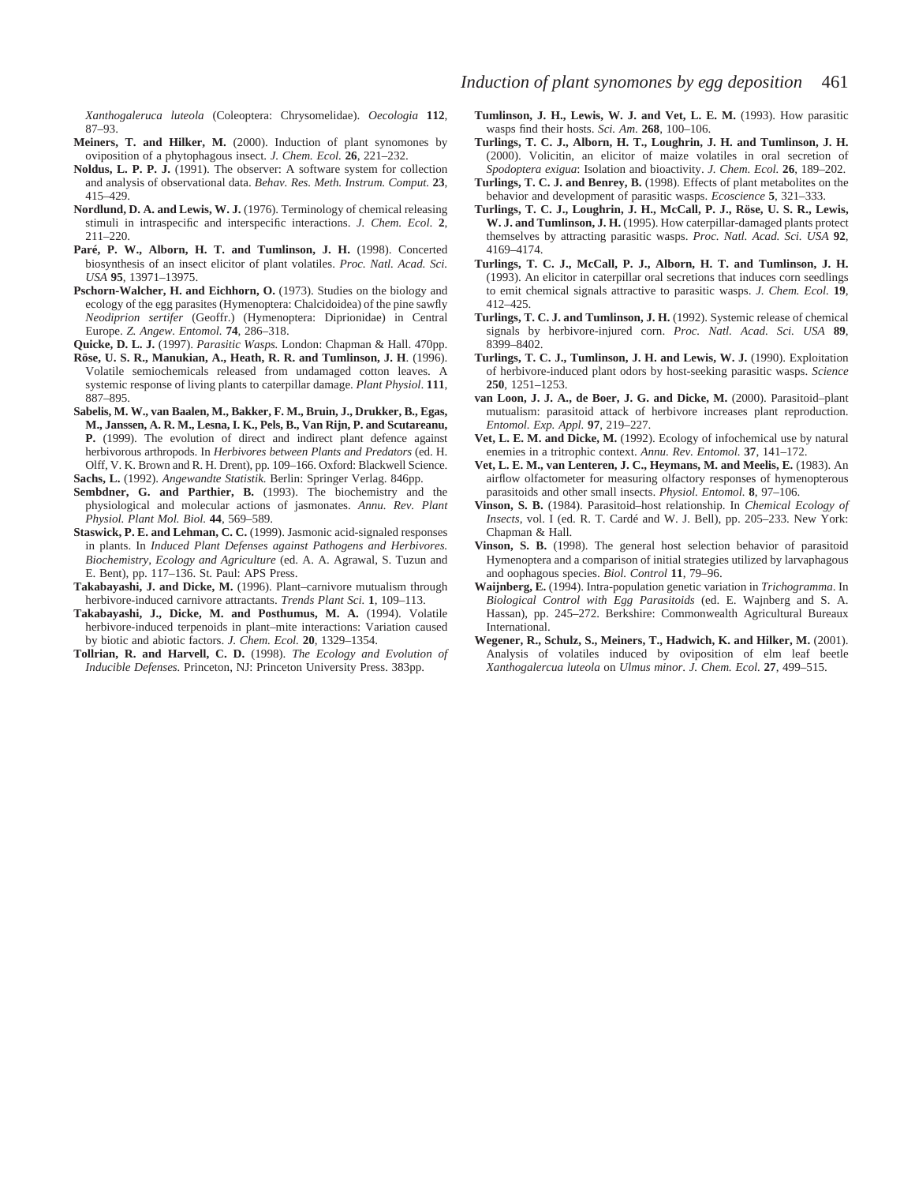*Xanthogaleruca luteola* (Coleoptera: Chrysomelidae). *Oecologia* **112**, 87–93.

**Meiners, T. and Hilker, M.** (2000). Induction of plant synomones by oviposition of a phytophagous insect. *J. Chem. Ecol.* **26**, 221–232.

**Noldus, L. P. P. J.** (1991). The observer: A software system for collection and analysis of observational data. *Behav. Res. Meth. Instrum. Comput.* **23**, 415–429.

**Nordlund, D. A. and Lewis, W. J.** (1976). Terminology of chemical releasing stimuli in intraspecific and interspecific interactions. *J. Chem. Ecol.* **2**, 211–220.

**Paré, P. W., Alborn, H. T. and Tumlinson, J. H.** (1998). Concerted biosynthesis of an insect elicitor of plant volatiles. *Proc. Natl. Acad. Sci. USA* **95**, 13971–13975.

**Pschorn-Walcher, H. and Eichhorn, O.** (1973). Studies on the biology and ecology of the egg parasites (Hymenoptera: Chalcidoidea) of the pine sawfly *Neodiprion sertifer* (Geoffr.) (Hymenoptera: Diprionidae) in Central Europe. *Z. Angew. Entomol.* **74**, 286–318.

**Quicke, D. L. J.** (1997). *Parasitic Wasps.* London: Chapman & Hall. 470pp.

**Röse, U. S. R., Manukian, A., Heath, R. R. and Tumlinson, J. H**. (1996). Volatile semiochemicals released from undamaged cotton leaves. A systemic response of living plants to caterpillar damage. *Plant Physiol*. **111**, 887–895.

**Sabelis, M. W., van Baalen, M., Bakker, F. M., Bruin, J., Drukker, B., Egas, M., Janssen, A. R. M., Lesna, I. K., Pels, B., Van Rijn, P. and Scutareanu, P.** (1999). The evolution of direct and indirect plant defence against herbivorous arthropods. In *Herbivores between Plants and Predators* (ed. H. Olff, V. K. Brown and R. H. Drent), pp. 109–166. Oxford: Blackwell Science.

**Sachs, L.** (1992). *Angewandte Statistik.* Berlin: Springer Verlag. 846pp.

**Sembdner, G. and Parthier, B.** (1993). The biochemistry and the physiological and molecular actions of jasmonates. *Annu. Rev. Plant Physiol. Plant Mol. Biol.* **44**, 569–589.

**Staswick, P. E. and Lehman, C. C.** (1999). Jasmonic acid-signaled responses in plants. In *Induced Plant Defenses against Pathogens and Herbivores. Biochemistry, Ecology and Agriculture* (ed. A. A. Agrawal, S. Tuzun and E. Bent), pp. 117–136. St. Paul: APS Press.

**Takabayashi, J. and Dicke, M.** (1996). Plant–carnivore mutualism through herbivore-induced carnivore attractants. *Trends Plant Sci.* **1**, 109–113.

**Takabayashi, J., Dicke, M. and Posthumus, M. A.** (1994). Volatile herbivore-induced terpenoids in plant–mite interactions: Variation caused by biotic and abiotic factors. *J. Chem. Ecol.* **20**, 1329–1354.

**Tollrian, R. and Harvell, C. D.** (1998). *The Ecology and Evolution of Inducible Defenses.* Princeton, NJ: Princeton University Press. 383pp.

**Tumlinson, J. H., Lewis, W. J. and Vet, L. E. M.** (1993). How parasitic wasps find their hosts. *Sci. Am.* **268**, 100–106.

**Turlings, T. C. J., Alborn, H. T., Loughrin, J. H. and Tumlinson, J. H.** (2000). Volicitin, an elicitor of maize volatiles in oral secretion of *Spodoptera exigua*: Isolation and bioactivity. *J. Chem. Ecol.* **26**, 189–202.

**Turlings, T. C. J. and Benrey, B.** (1998). Effects of plant metabolites on the behavior and development of parasitic wasps. *Ecoscience* **5**, 321–333.

**Turlings, T. C. J., Loughrin, J. H., McCall, P. J., Röse, U. S. R., Lewis, W. J. and Tumlinson, J. H.** (1995). How caterpillar-damaged plants protect themselves by attracting parasitic wasps. *Proc. Natl. Acad. Sci. USA* **92**, 4169–4174.

**Turlings, T. C. J., McCall, P. J., Alborn, H. T. and Tumlinson, J. H.** (1993). An elicitor in caterpillar oral secretions that induces corn seedlings to emit chemical signals attractive to parasitic wasps. *J. Chem. Ecol.* **19**, 412–425.

**Turlings, T. C. J. and Tumlinson, J. H.** (1992). Systemic release of chemical signals by herbivore-injured corn. *Proc. Natl. Acad. Sci. USA* **89**, 8399–8402.

**Turlings, T. C. J., Tumlinson, J. H. and Lewis, W. J.** (1990). Exploitation of herbivore-induced plant odors by host-seeking parasitic wasps. *Science* **250**, 1251–1253.

**van Loon, J. J. A., de Boer, J. G. and Dicke, M.** (2000). Parasitoid–plant mutualism: parasitoid attack of herbivore increases plant reproduction. *Entomol. Exp. Appl.* **97**, 219–227.

**Vet, L. E. M. and Dicke, M.** (1992). Ecology of infochemical use by natural enemies in a tritrophic context. *Annu. Rev. Entomol.* **37**, 141–172.

**Vet, L. E. M., van Lenteren, J. C., Heymans, M. and Meelis, E.** (1983). An airflow olfactometer for measuring olfactory responses of hymenopterous parasitoids and other small insects. *Physiol. Entomol.* **8**, 97–106.

**Vinson, S. B.** (1984). Parasitoid–host relationship. In *Chemical Ecology of Insects*, vol. I (ed. R. T. Cardé and W. J. Bell), pp. 205–233. New York: Chapman & Hall.

**Vinson, S. B.** (1998). The general host selection behavior of parasitoid Hymenoptera and a comparison of initial strategies utilized by larvaphagous and oophagous species. *Biol. Control* **11**, 79–96.

**Waijnberg, E.** (1994). Intra-population genetic variation in *Trichogramma*. In *Biological Control with Egg Parasitoids* (ed. E. Wajnberg and S. A. Hassan), pp. 245–272. Berkshire: Commonwealth Agricultural Bureaux International.

**Wegener, R., Schulz, S., Meiners, T., Hadwich, K. and Hilker, M.** (2001). Analysis of volatiles induced by oviposition of elm leaf beetle *Xanthogalercua luteola* on *Ulmus minor*. *J. Chem. Ecol.* **27**, 499–515.